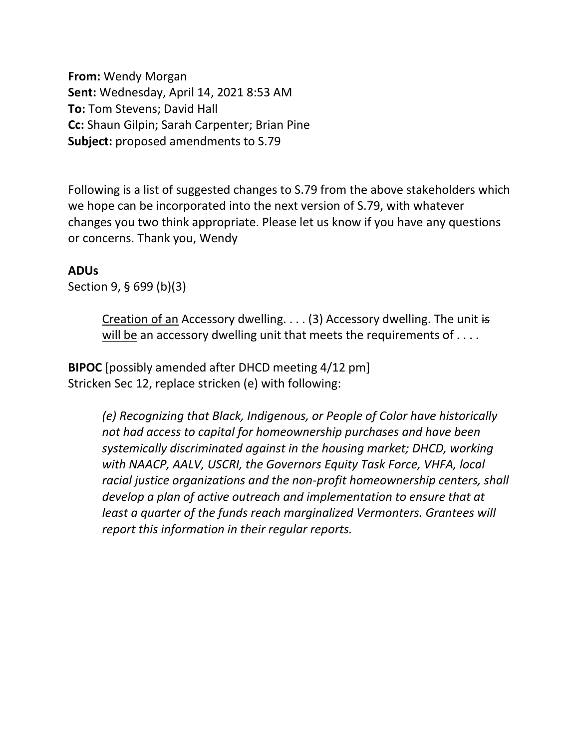**From:** Wendy Morgan
**Sent:** Wednesday, April 14, 2021 8:53 AM
**To:** Tom Stevens; David Hall
**Cc:** Shaun Gilpin; Sarah Carpenter; Brian Pine
**Subject:** proposed amendments to S.79

Following is a list of suggested changes to S.79 from the above stakeholders which we hope can be incorporated into the next version of S.79, with whatever changes you two think appropriate. Please let us know if you have any questions or concerns. Thank you, Wendy

**ADUs**
Section 9, § 699 (b)(3)

> <u>Creation of an</u> Accessory dwelling. . . . (3) Accessory dwelling. The unit ~~is~~ <u>will be</u> an accessory dwelling unit that meets the requirements of . . . .

**BIPOC** [possibly amended after DHCD meeting 4/12 pm]
Stricken Sec 12, replace stricken (e) with following:

> *(e) Recognizing that Black, Indigenous, or People of Color have historically not had access to capital for homeownership purchases and have been systemically discriminated against in the housing market; DHCD, working with NAACP, AALV, USCRI, the Governors Equity Task Force, VHFA, local racial justice organizations and the non-profit homeownership centers, shall develop a plan of active outreach and implementation to ensure that at least a quarter of the funds reach marginalized Vermonters. Grantees will report this information in their regular reports.*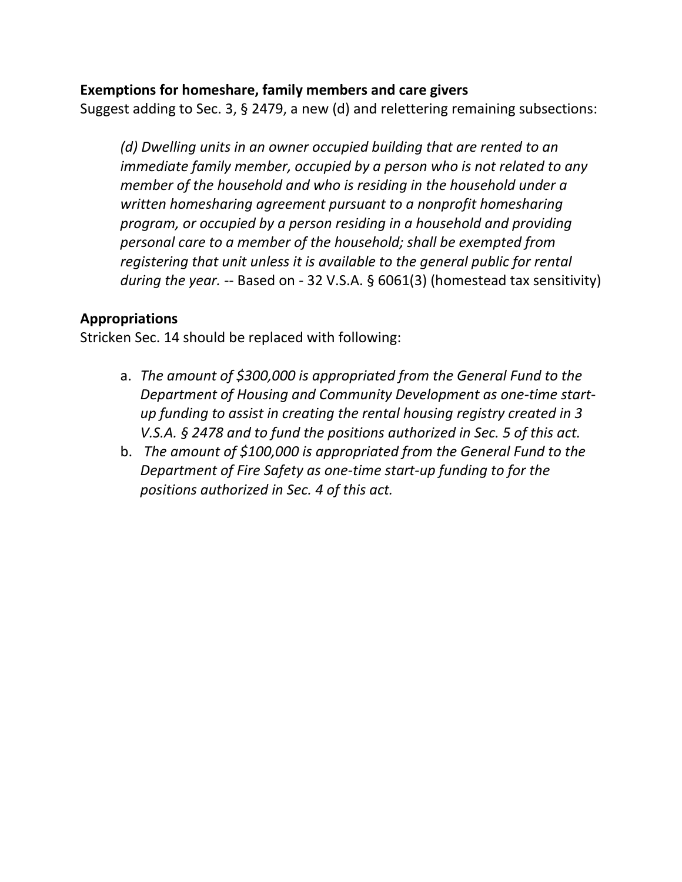**Exemptions for homeshare, family members and care givers**

Suggest adding to Sec. 3, § 2479, a new (d) and relettering remaining subsections:

> *(d) Dwelling units in an owner occupied building that are rented to an immediate family member, occupied by a person who is not related to any member of the household and who is residing in the household under a written homesharing agreement pursuant to a nonprofit homesharing program, or occupied by a person residing in a household and providing personal care to a member of the household; shall be exempted from registering that unit unless it is available to the general public for rental during the year.* -- Based on - 32 V.S.A. § 6061(3) (homestead tax sensitivity)

**Appropriations**

Stricken Sec. 14 should be replaced with following:

a. *The amount of $300,000 is appropriated from the General Fund to the Department of Housing and Community Development as one-time start-up funding to assist in creating the rental housing registry created in 3 V.S.A. § 2478 and to fund the positions authorized in Sec. 5 of this act.*

b. *The amount of $100,000 is appropriated from the General Fund to the Department of Fire Safety as one-time start-up funding to for the positions authorized in Sec. 4 of this act.*